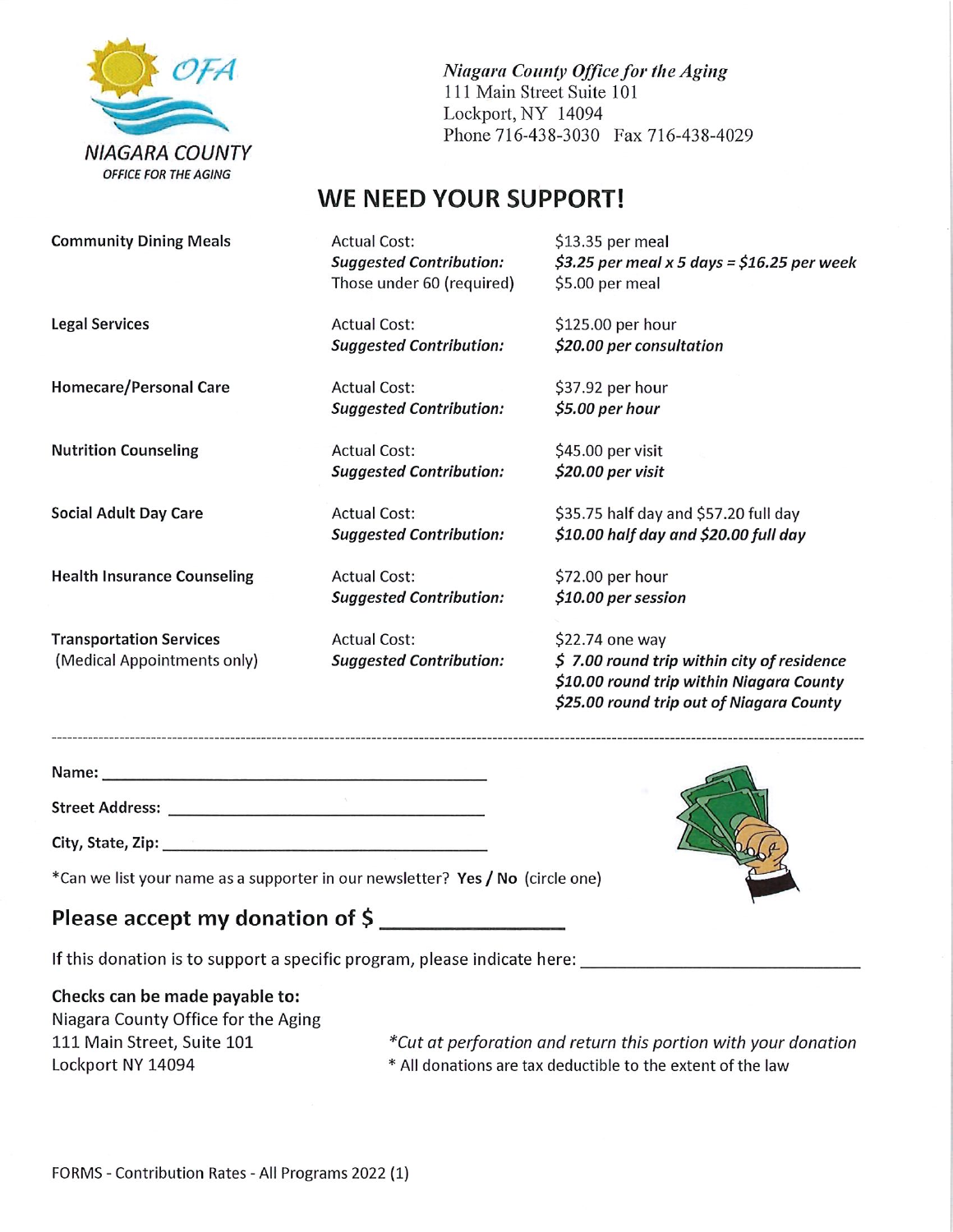Niagara County Office for the Aging

*Niagara County Office for the Aging*
111 Main Street Suite 101
Lockport, NY 14094
Phone 716-438-3030 Fax 716-438-4029

## WE NEED YOUR SUPPORT!

| Service | | |
|---|---|---|
| **Community Dining Meals** | Actual Cost: | $13.35 per meal |
| | ***Suggested Contribution:*** | ***$3.25 per meal x 5 days = $16.25 per week*** |
| | Those under 60 (required) | $5.00 per meal |
| **Legal Services** | Actual Cost: | $125.00 per hour |
| | ***Suggested Contribution:*** | ***$20.00 per consultation*** |
| **Homecare/Personal Care** | Actual Cost: | $37.92 per hour |
| | ***Suggested Contribution:*** | ***$5.00 per hour*** |
| **Nutrition Counseling** | Actual Cost: | $45.00 per visit |
| | ***Suggested Contribution:*** | ***$20.00 per visit*** |
| **Social Adult Day Care** | Actual Cost: | $35.75 half day and $57.20 full day |
| | ***Suggested Contribution:*** | ***$10.00 half day and $20.00 full day*** |
| **Health Insurance Counseling** | Actual Cost: | $72.00 per hour |
| | ***Suggested Contribution:*** | ***$10.00 per session*** |
| **Transportation Services** (Medical Appointments only) | Actual Cost: | $22.74 one way |
| | ***Suggested Contribution:*** | ***$ 7.00 round trip within city of residence*** |
| | | ***$10.00 round trip within Niagara County*** |
| | | ***$25.00 round trip out of Niagara County*** |

---

**Name:** ______________________________

**Street Address:** ______________________________

**City, State, Zip:** ______________________________

*Can we list your name as a supporter in our newsletter? **Yes / No** (circle one)

### Please accept my donation of $ ______________

If this donation is to support a specific program, please indicate here: ______________________________

**Checks can be made payable to:**
Niagara County Office for the Aging
111 Main Street, Suite 101
Lockport NY 14094

*\*Cut at perforation and return this portion with your donation*

\* All donations are tax deductible to the extent of the law

FORMS - Contribution Rates - All Programs 2022 (1)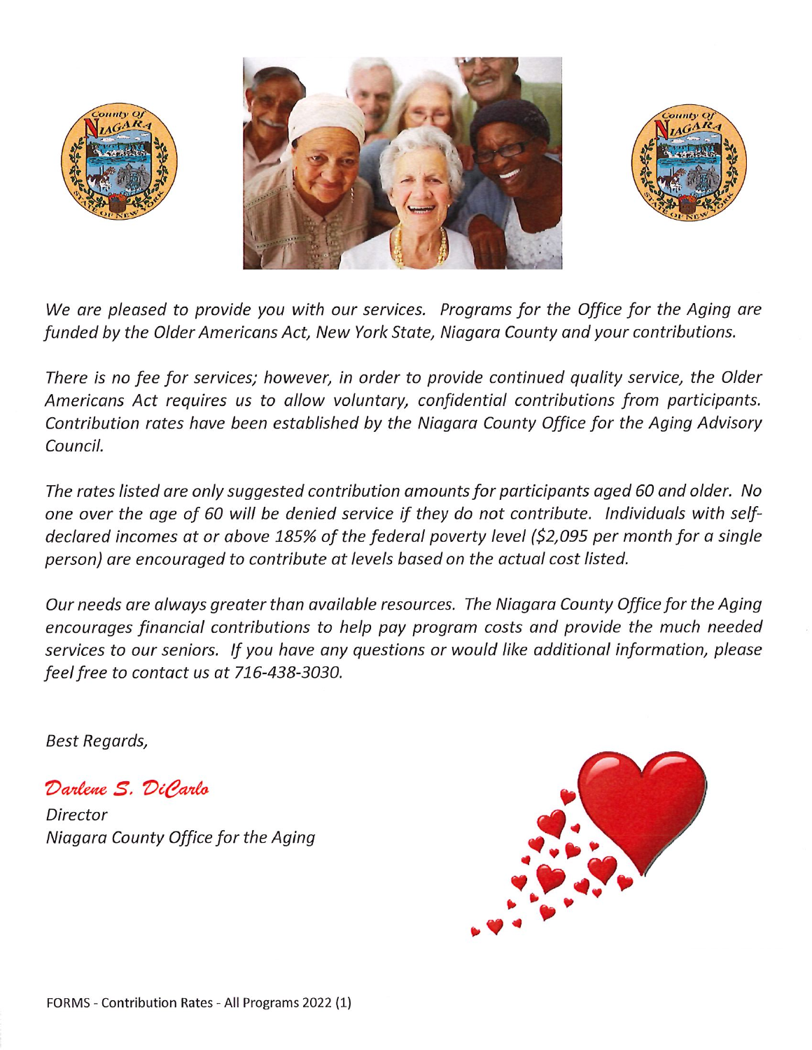*We are pleased to provide you with our services. Programs for the Office for the Aging are funded by the Older Americans Act, New York State, Niagara County and your contributions.*

*There is no fee for services; however, in order to provide continued quality service, the Older Americans Act requires us to allow voluntary, confidential contributions from participants. Contribution rates have been established by the Niagara County Office for the Aging Advisory Council.*

*The rates listed are only suggested contribution amounts for participants aged 60 and older. No one over the age of 60 will be denied service if they do not contribute. Individuals with self-declared incomes at or above 185% of the federal poverty level ($2,095 per month for a single person) are encouraged to contribute at levels based on the actual cost listed.*

*Our needs are always greater than available resources. The Niagara County Office for the Aging encourages financial contributions to help pay program costs and provide the much needed services to our seniors. If you have any questions or would like additional information, please feel free to contact us at 716-438-3030.*

*Best Regards,*

*Darlene S. DiCarlo*

*Director*
*Niagara County Office for the Aging*

FORMS - Contribution Rates - All Programs 2022 (1)